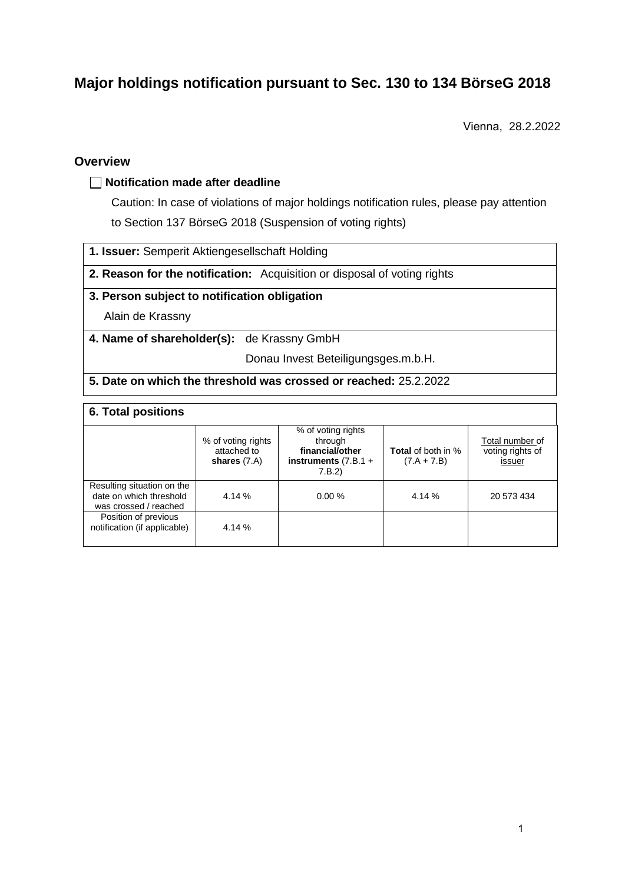# Major holdings notification pursuant to Sec. 130 to 134 BörseG 2018

Vienna, 28.2.2022

## Overview

☐ **Notification made after deadline**

Caution: In case of violations of major holdings notification rules, please pay attention to Section 137 BörseG 2018 (Suspension of voting rights)

**1. Issuer:** Semperit Aktiengesellschaft Holding

**2. Reason for the notification:** Acquisition or disposal of voting rights

**3. Person subject to notification obligation**

Alain de Krassny

**4. Name of shareholder(s):** de Krassny GmbH

Donau Invest Beteiligungsges.m.b.H.

**5. Date on which the threshold was crossed or reached:** 25.2.2022

**6. Total positions**

| | % of voting rights attached to **shares** (7.A) | % of voting rights through **financial/other instruments** (7.B.1 + 7.B.2) | **Total** of both in % (7.A + 7.B) | Total number of voting rights of issuer |
|---|---|---|---|---|
| Resulting situation on the date on which threshold was crossed / reached | 4.14 % | 0.00 % | 4.14 % | 20 573 434 |
| Position of previous notification (if applicable) | 4.14 % | | | |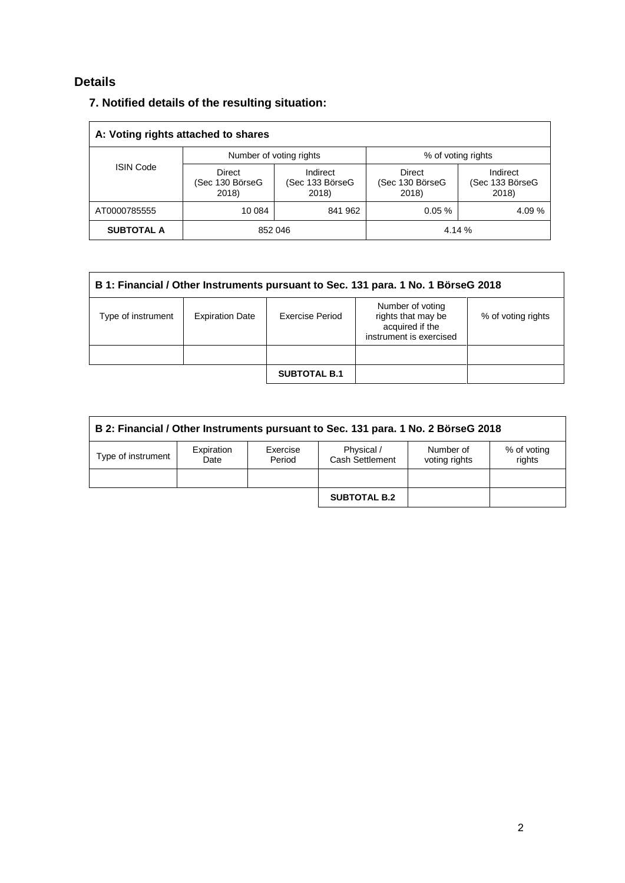## Details

### 7. Notified details of the resulting situation:

| A: Voting rights attached to shares | | | | |
|---|---|---|---|---|
| ISIN Code | Number of voting rights | | % of voting rights | |
| | Direct (Sec 130 BörseG 2018) | Indirect (Sec 133 BörseG 2018) | Direct (Sec 130 BörseG 2018) | Indirect (Sec 133 BörseG 2018) |
| AT0000785555 | 10 084 | 841 962 | 0.05 % | 4.09 % |
| **SUBTOTAL A** | 852 046 | | 4.14 % | |

| B 1: Financial / Other Instruments pursuant to Sec. 131 para. 1 No. 1 BörseG 2018 | | | | |
|---|---|---|---|---|
| Type of instrument | Expiration Date | Exercise Period | Number of voting rights that may be acquired if the instrument is exercised | % of voting rights |
| | | | | |
| | | **SUBTOTAL B.1** | | |

| B 2: Financial / Other Instruments pursuant to Sec. 131 para. 1 No. 2 BörseG 2018 | | | | | |
|---|---|---|---|---|---|
| Type of instrument | Expiration Date | Exercise Period | Physical / Cash Settlement | Number of voting rights | % of voting rights |
| | | | | | |
| | | | **SUBTOTAL B.2** | | |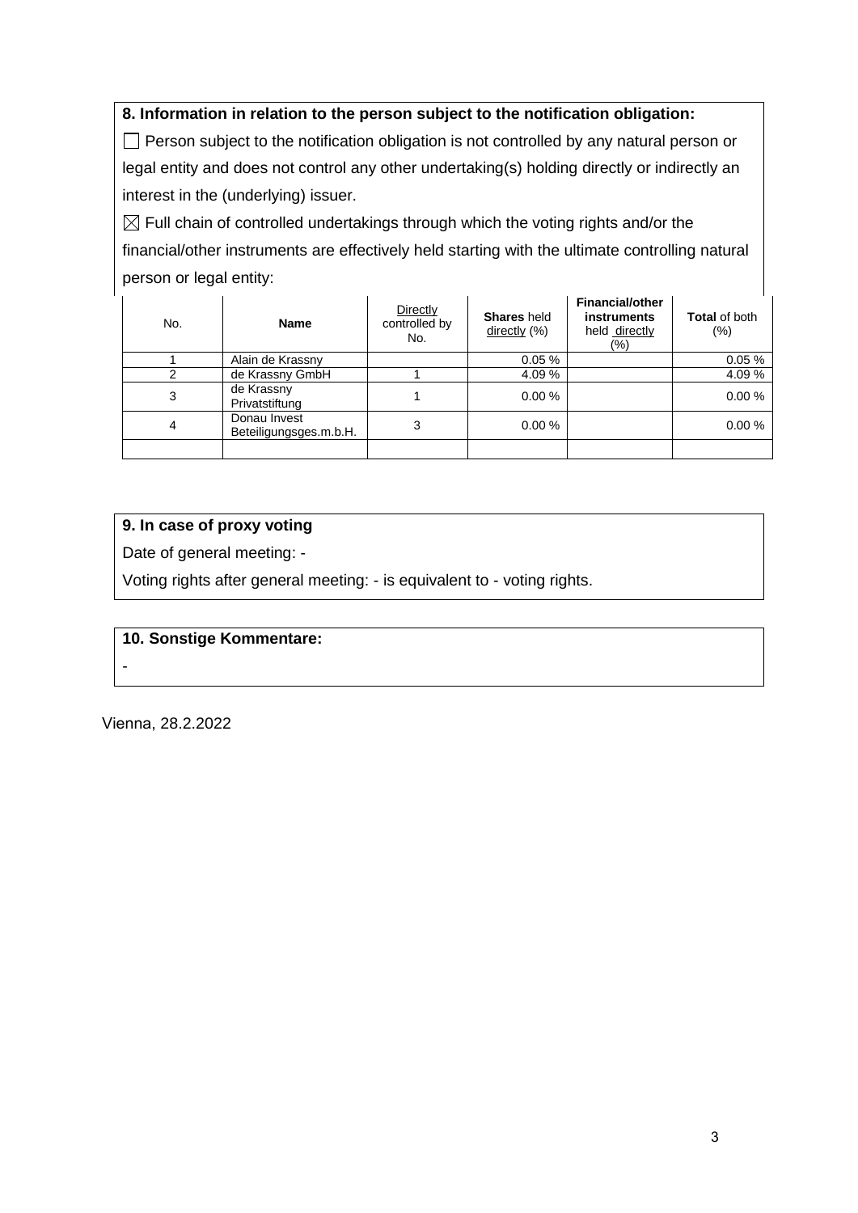**8. Information in relation to the person subject to the notification obligation:**

☐ Person subject to the notification obligation is not controlled by any natural person or legal entity and does not control any other undertaking(s) holding directly or indirectly an interest in the (underlying) issuer.

☒ Full chain of controlled undertakings through which the voting rights and/or the financial/other instruments are effectively held starting with the ultimate controlling natural person or legal entity:

| No. | **Name** | Directly controlled by No. | **Shares** held directly (%) | **Financial/other instruments** held directly (%) | **Total** of both (%) |
|---|---|---|---|---|---|
| 1 | Alain de Krassny | | 0.05 % | | 0.05 % |
| 2 | de Krassny GmbH | 1 | 4.09 % | | 4.09 % |
| 3 | de Krassny Privatstiftung | 1 | 0.00 % | | 0.00 % |
| 4 | Donau Invest Beteiligungsges.m.b.H. | 3 | 0.00 % | | 0.00 % |
| | | | | | |

**9. In case of proxy voting**

Date of general meeting: -

Voting rights after general meeting: - is equivalent to - voting rights.

**10. Sonstige Kommentare:**

-

Vienna, 28.2.2022